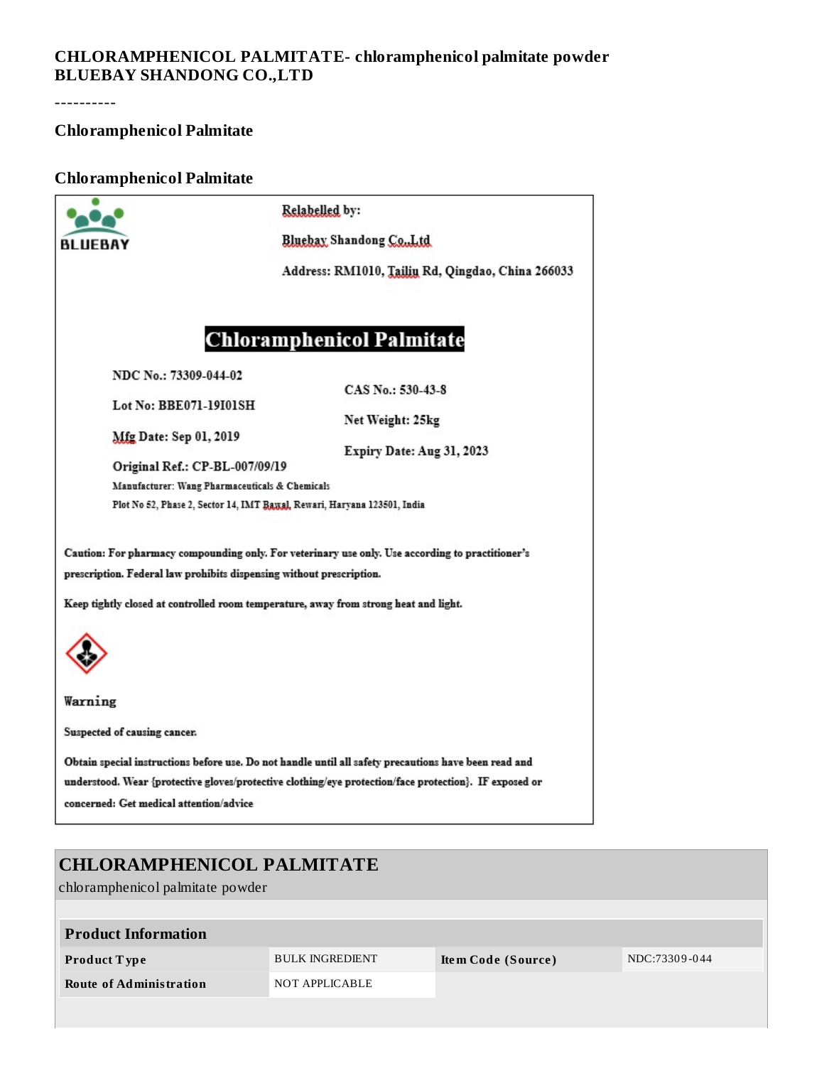**CHLORAMPHENICOL PALMITATE- chloramphenicol palmitate powder**
**BLUEBAY SHANDONG CO.,LTD**

----------

### Chloramphenicol Palmitate

### Chloramphenicol Palmitate

BLUEBAY

Relabelled by:

Bluebay Shandong Co.,Ltd

Address: RM1010, Tailiu Rd, Qingdao, China 266033

## Chloramphenicol Palmitate

NDC No.: 73309-044-02

CAS No.: 530-43-8

Lot No: BBE071-19I01SH

Net Weight: 25kg

Mfg Date: Sep 01, 2019

Expiry Date: Aug 31, 2023

Original Ref.: CP-BL-007/09/19

Manufacturer: Wang Pharmaceuticals & Chemicals

Plot No 52, Phase 2, Sector 14, IMT Bawal, Rewari, Haryana 123501, India

Caution: For pharmacy compounding only. For veterinary use only. Use according to practitioner's prescription. Federal law prohibits dispensing without prescription.

Keep tightly closed at controlled room temperature, away from strong heat and light.

Warning

Suspected of causing cancer.

Obtain special instructions before use. Do not handle until all safety precautions have been read and understood. Wear {protective gloves/protective clothing/eye protection/face protection}. IF exposed or concerned: Get medical attention/advice

## CHLORAMPHENICOL PALMITATE

chloramphenicol palmitate powder

| Product Information | | | |
|---|---|---|---|
| **Product Type** | BULK INGREDIENT | **Item Code (Source)** | NDC:73309-044 |
| **Route of Administration** | NOT APPLICABLE | | |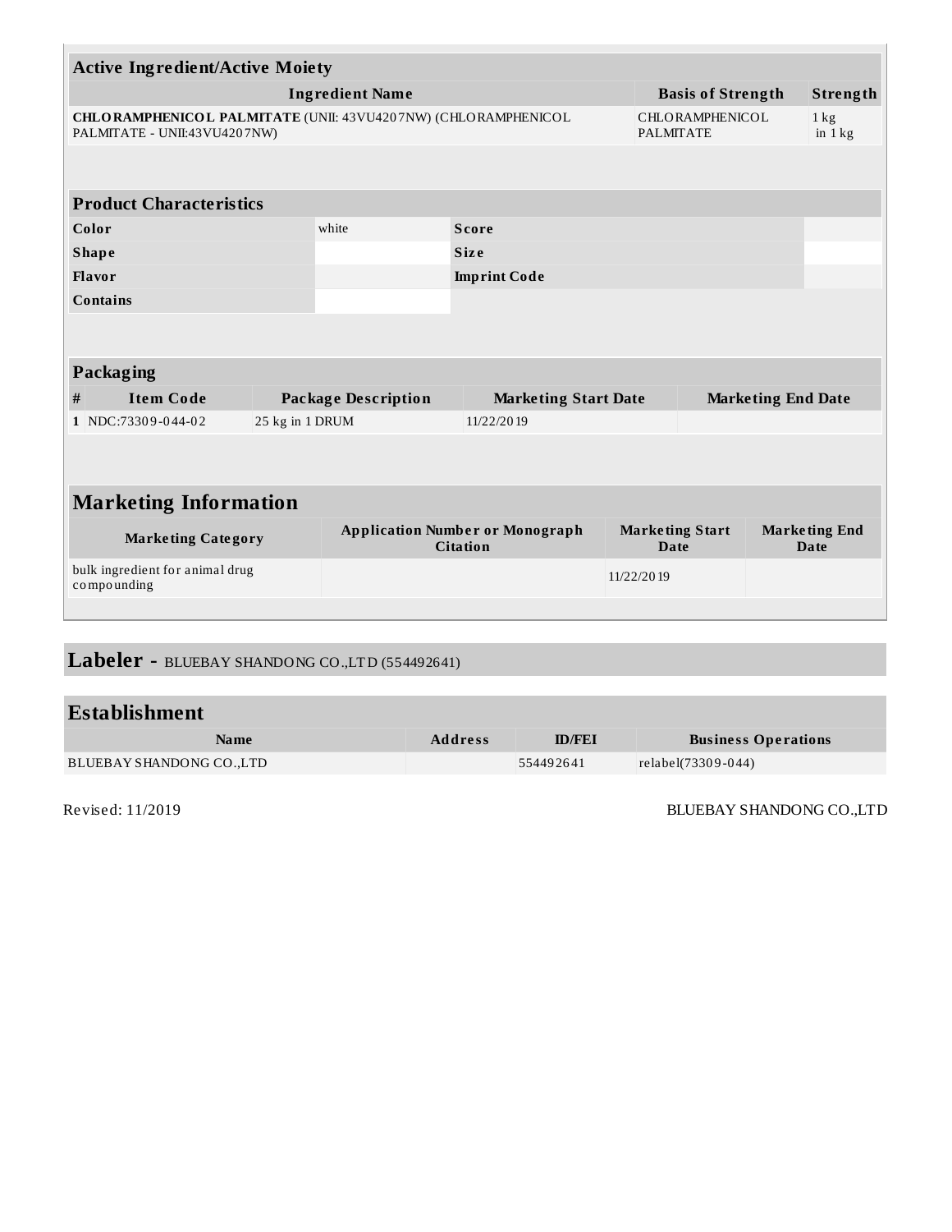## Active Ingredient/Active Moiety

| Ingredient Name | Basis of Strength | Strength |
|---|---|---|
| **CHLORAMPHENICOL PALMITATE** (UNII: 43VU4207NW) (CHLORAMPHENICOL PALMITATE - UNII:43VU4207NW) | CHLORAMPHENICOL PALMITATE | 1 kg in 1 kg |

## Product Characteristics

| | | | |
|---|---|---|---|
| **Color** | white | **Score** | |
| **Shape** | | **Size** | |
| **Flavor** | | **Imprint Code** | |
| **Contains** | | | |

## Packaging

| # | Item Code | Package Description | Marketing Start Date | Marketing End Date |
|---|---|---|---|---|
| 1 | NDC:73309-044-02 | 25 kg in 1 DRUM | 11/22/2019 | |

## Marketing Information

| Marketing Category | Application Number or Monograph Citation | Marketing Start Date | Marketing End Date |
|---|---|---|---|
| bulk ingredient for animal drug compounding | | 11/22/2019 | |

## Labeler - BLUEBAY SHANDONG CO.,LTD (554492641)

## Establishment

| Name | Address | ID/FEI | Business Operations |
|---|---|---|---|
| BLUEBAY SHANDONG CO.,LTD | | 554492641 | relabel(73309-044) |

Revised: 11/2019

BLUEBAY SHANDONG CO.,LTD